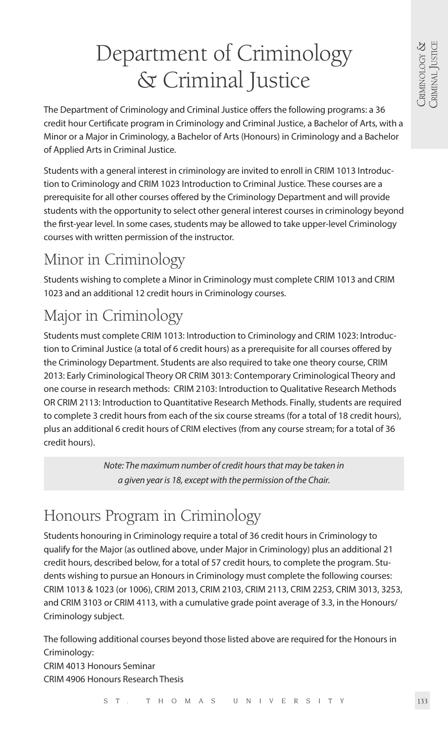# Department of Criminology & Criminal Justice

The Department of Criminology and Criminal Justice offers the following programs: a 36 credit hour Certificate program in Criminology and Criminal Justice, a Bachelor of Arts, with a Minor or a Major in Criminology, a Bachelor of Arts (Honours) in Criminology and a Bachelor of Applied Arts in Criminal Justice.

Students with a general interest in criminology are invited to enroll in CRIM 1013 Introduction to Criminology and CRIM 1023 Introduction to Criminal Justice. These courses are a prerequisite for all other courses offered by the Criminology Department and will provide students with the opportunity to select other general interest courses in criminology beyond the first-year level. In some cases, students may be allowed to take upper-level Criminology courses with written permission of the instructor.

## Minor in Criminology

Students wishing to complete a Minor in Criminology must complete CRIM 1013 and CRIM 1023 and an additional 12 credit hours in Criminology courses.

## Major in Criminology

Students must complete CRIM 1013: Introduction to Criminology and CRIM 1023: Introduction to Criminal Justice (a total of 6 credit hours) as a prerequisite for all courses offered by the Criminology Department. Students are also required to take one theory course, CRIM 2013: Early Criminological Theory OR CRIM 3013: Contemporary Criminological Theory and one course in research methods: CRIM 2103: Introduction to Qualitative Research Methods OR CRIM 2113: Introduction to Quantitative Research Methods. Finally, students are required to complete 3 credit hours from each of the six course streams (for a total of 18 credit hours), plus an additional 6 credit hours of CRIM electives (from any course stream; for a total of 36 credit hours).

*Note: The maximum number of credit hours that may be taken in a given year is 18, except with the permission of the Chair.*

## Honours Program in Criminology

Students honouring in Criminology require a total of 36 credit hours in Criminology to qualify for the Major (as outlined above, under Major in Criminology) plus an additional 21 credit hours, described below, for a total of 57 credit hours, to complete the program. Students wishing to pursue an Honours in Criminology must complete the following courses: CRIM 1013 & 1023 (or 1006), CRIM 2013, CRIM 2103, CRIM 2113, CRIM 2253, CRIM 3013, 3253, and CRIM 3103 or CRIM 4113, with a cumulative grade point average of 3.3, in the Honours/Criminology subject.

The following additional courses beyond those listed above are required for the Honours in Criminology:
CRIM 4013 Honours Seminar
CRIM 4906 Honours Research Thesis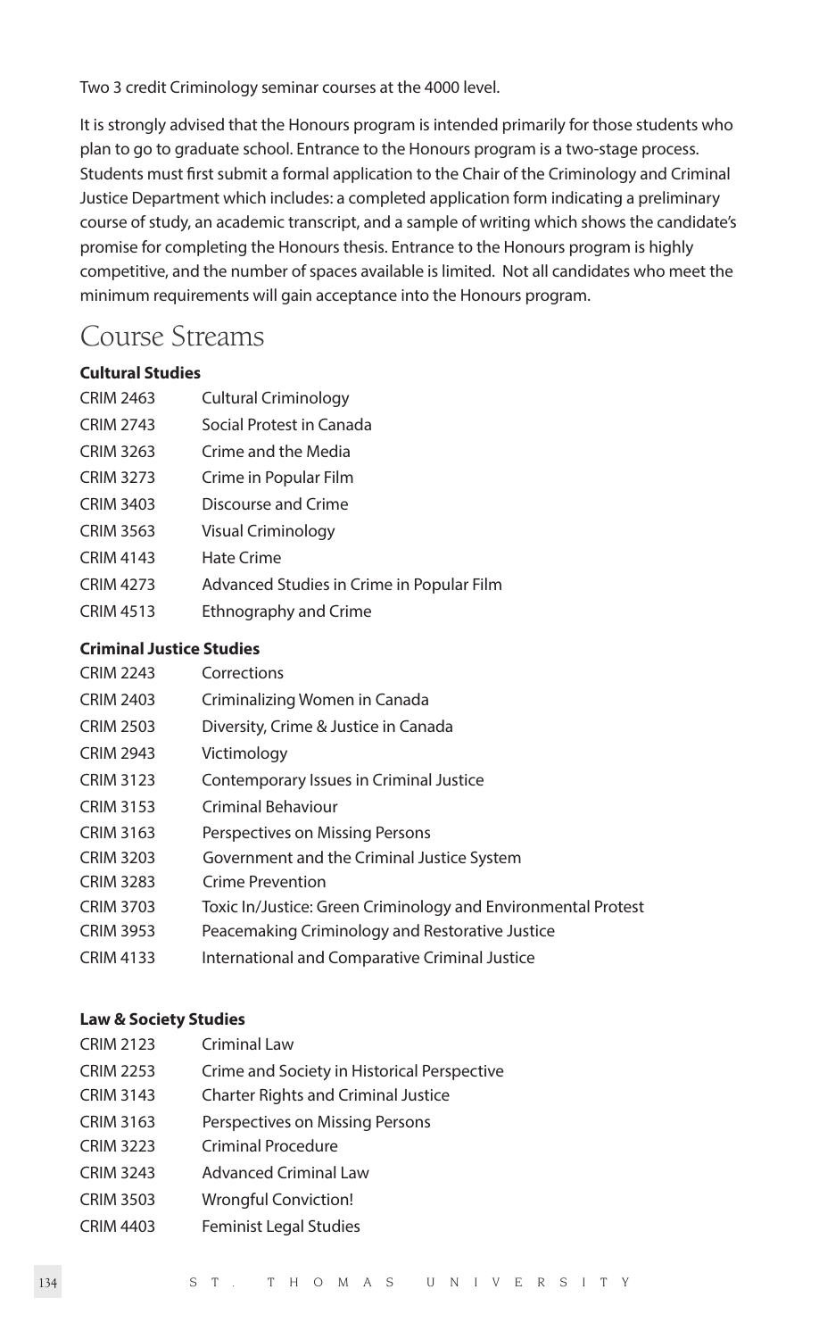Two 3 credit Criminology seminar courses at the 4000 level.

It is strongly advised that the Honours program is intended primarily for those students who plan to go to graduate school. Entrance to the Honours program is a two-stage process. Students must first submit a formal application to the Chair of the Criminology and Criminal Justice Department which includes: a completed application form indicating a preliminary course of study, an academic transcript, and a sample of writing which shows the candidate's promise for completing the Honours thesis. Entrance to the Honours program is highly competitive, and the number of spaces available is limited. Not all candidates who meet the minimum requirements will gain acceptance into the Honours program.

## Course Streams

**Cultural Studies**

| | |
|---|---|
| CRIM 2463 | Cultural Criminology |
| CRIM 2743 | Social Protest in Canada |
| CRIM 3263 | Crime and the Media |
| CRIM 3273 | Crime in Popular Film |
| CRIM 3403 | Discourse and Crime |
| CRIM 3563 | Visual Criminology |
| CRIM 4143 | Hate Crime |
| CRIM 4273 | Advanced Studies in Crime in Popular Film |
| CRIM 4513 | Ethnography and Crime |

**Criminal Justice Studies**

| | |
|---|---|
| CRIM 2243 | Corrections |
| CRIM 2403 | Criminalizing Women in Canada |
| CRIM 2503 | Diversity, Crime & Justice in Canada |
| CRIM 2943 | Victimology |
| CRIM 3123 | Contemporary Issues in Criminal Justice |
| CRIM 3153 | Criminal Behaviour |
| CRIM 3163 | Perspectives on Missing Persons |
| CRIM 3203 | Government and the Criminal Justice System |
| CRIM 3283 | Crime Prevention |
| CRIM 3703 | Toxic In/Justice: Green Criminology and Environmental Protest |
| CRIM 3953 | Peacemaking Criminology and Restorative Justice |
| CRIM 4133 | International and Comparative Criminal Justice |

**Law & Society Studies**

| | |
|---|---|
| CRIM 2123 | Criminal Law |
| CRIM 2253 | Crime and Society in Historical Perspective |
| CRIM 3143 | Charter Rights and Criminal Justice |
| CRIM 3163 | Perspectives on Missing Persons |
| CRIM 3223 | Criminal Procedure |
| CRIM 3243 | Advanced Criminal Law |
| CRIM 3503 | Wrongful Conviction! |
| CRIM 4403 | Feminist Legal Studies |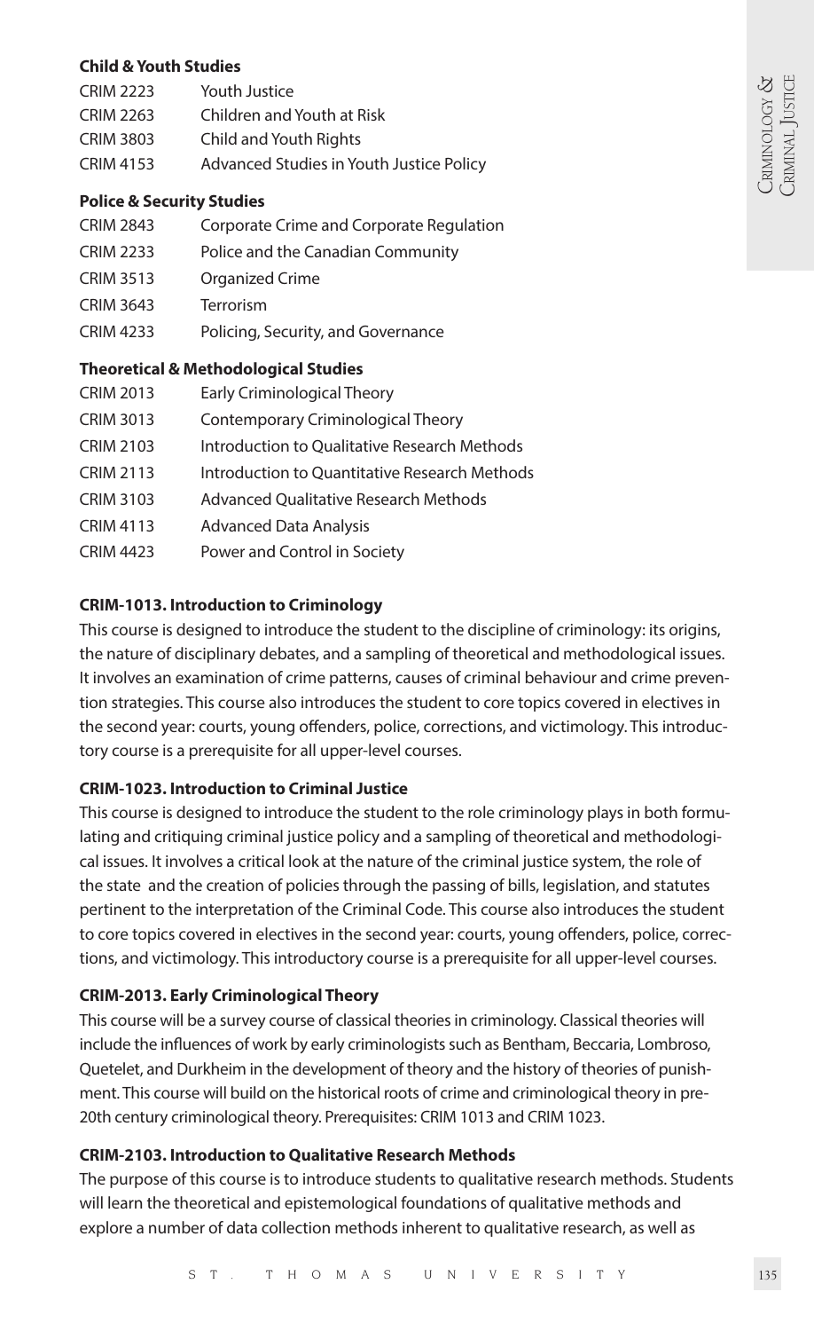**Child & Youth Studies**

| | |
|---|---|
| CRIM 2223 | Youth Justice |
| CRIM 2263 | Children and Youth at Risk |
| CRIM 3803 | Child and Youth Rights |
| CRIM 4153 | Advanced Studies in Youth Justice Policy |

**Police & Security Studies**

| | |
|---|---|
| CRIM 2843 | Corporate Crime and Corporate Regulation |
| CRIM 2233 | Police and the Canadian Community |
| CRIM 3513 | Organized Crime |
| CRIM 3643 | Terrorism |
| CRIM 4233 | Policing, Security, and Governance |

**Theoretical & Methodological Studies**

| | |
|---|---|
| CRIM 2013 | Early Criminological Theory |
| CRIM 3013 | Contemporary Criminological Theory |
| CRIM 2103 | Introduction to Qualitative Research Methods |
| CRIM 2113 | Introduction to Quantitative Research Methods |
| CRIM 3103 | Advanced Qualitative Research Methods |
| CRIM 4113 | Advanced Data Analysis |
| CRIM 4423 | Power and Control in Society |

**CRIM-1013. Introduction to Criminology**

This course is designed to introduce the student to the discipline of criminology: its origins, the nature of disciplinary debates, and a sampling of theoretical and methodological issues. It involves an examination of crime patterns, causes of criminal behaviour and crime prevention strategies. This course also introduces the student to core topics covered in electives in the second year: courts, young offenders, police, corrections, and victimology. This introductory course is a prerequisite for all upper-level courses.

**CRIM-1023. Introduction to Criminal Justice**

This course is designed to introduce the student to the role criminology plays in both formulating and critiquing criminal justice policy and a sampling of theoretical and methodological issues. It involves a critical look at the nature of the criminal justice system, the role of the state and the creation of policies through the passing of bills, legislation, and statutes pertinent to the interpretation of the Criminal Code. This course also introduces the student to core topics covered in electives in the second year: courts, young offenders, police, corrections, and victimology. This introductory course is a prerequisite for all upper-level courses.

**CRIM-2013. Early Criminological Theory**

This course will be a survey course of classical theories in criminology. Classical theories will include the influences of work by early criminologists such as Bentham, Beccaria, Lombroso, Quetelet, and Durkheim in the development of theory and the history of theories of punishment. This course will build on the historical roots of crime and criminological theory in pre-20th century criminological theory. Prerequisites: CRIM 1013 and CRIM 1023.

**CRIM-2103. Introduction to Qualitative Research Methods**

The purpose of this course is to introduce students to qualitative research methods. Students will learn the theoretical and epistemological foundations of qualitative methods and explore a number of data collection methods inherent to qualitative research, as well as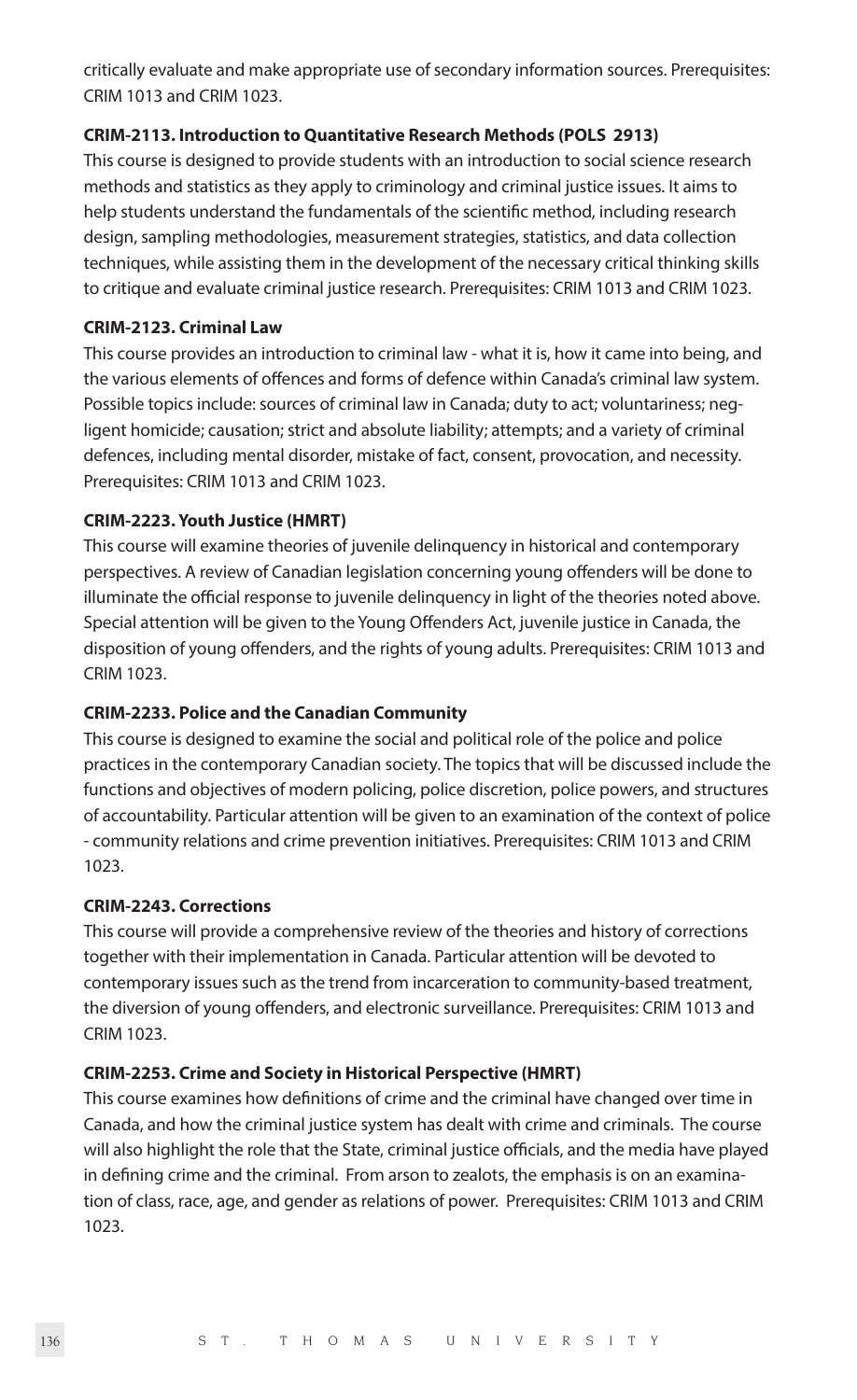critically evaluate and make appropriate use of secondary information sources. Prerequisites: CRIM 1013 and CRIM 1023.

**CRIM-2113. Introduction to Quantitative Research Methods (POLS 2913)**

This course is designed to provide students with an introduction to social science research methods and statistics as they apply to criminology and criminal justice issues. It aims to help students understand the fundamentals of the scientific method, including research design, sampling methodologies, measurement strategies, statistics, and data collection techniques, while assisting them in the development of the necessary critical thinking skills to critique and evaluate criminal justice research. Prerequisites: CRIM 1013 and CRIM 1023.

**CRIM-2123. Criminal Law**

This course provides an introduction to criminal law - what it is, how it came into being, and the various elements of offences and forms of defence within Canada's criminal law system. Possible topics include: sources of criminal law in Canada; duty to act; voluntariness; negligent homicide; causation; strict and absolute liability; attempts; and a variety of criminal defences, including mental disorder, mistake of fact, consent, provocation, and necessity. Prerequisites: CRIM 1013 and CRIM 1023.

**CRIM-2223. Youth Justice (HMRT)**

This course will examine theories of juvenile delinquency in historical and contemporary perspectives. A review of Canadian legislation concerning young offenders will be done to illuminate the official response to juvenile delinquency in light of the theories noted above. Special attention will be given to the Young Offenders Act, juvenile justice in Canada, the disposition of young offenders, and the rights of young adults. Prerequisites: CRIM 1013 and CRIM 1023.

**CRIM-2233. Police and the Canadian Community**

This course is designed to examine the social and political role of the police and police practices in the contemporary Canadian society. The topics that will be discussed include the functions and objectives of modern policing, police discretion, police powers, and structures of accountability. Particular attention will be given to an examination of the context of police - community relations and crime prevention initiatives. Prerequisites: CRIM 1013 and CRIM 1023.

**CRIM-2243. Corrections**

This course will provide a comprehensive review of the theories and history of corrections together with their implementation in Canada. Particular attention will be devoted to contemporary issues such as the trend from incarceration to community-based treatment, the diversion of young offenders, and electronic surveillance. Prerequisites: CRIM 1013 and CRIM 1023.

**CRIM-2253. Crime and Society in Historical Perspective (HMRT)**

This course examines how definitions of crime and the criminal have changed over time in Canada, and how the criminal justice system has dealt with crime and criminals. The course will also highlight the role that the State, criminal justice officials, and the media have played in defining crime and the criminal. From arson to zealots, the emphasis is on an examination of class, race, age, and gender as relations of power. Prerequisites: CRIM 1013 and CRIM 1023.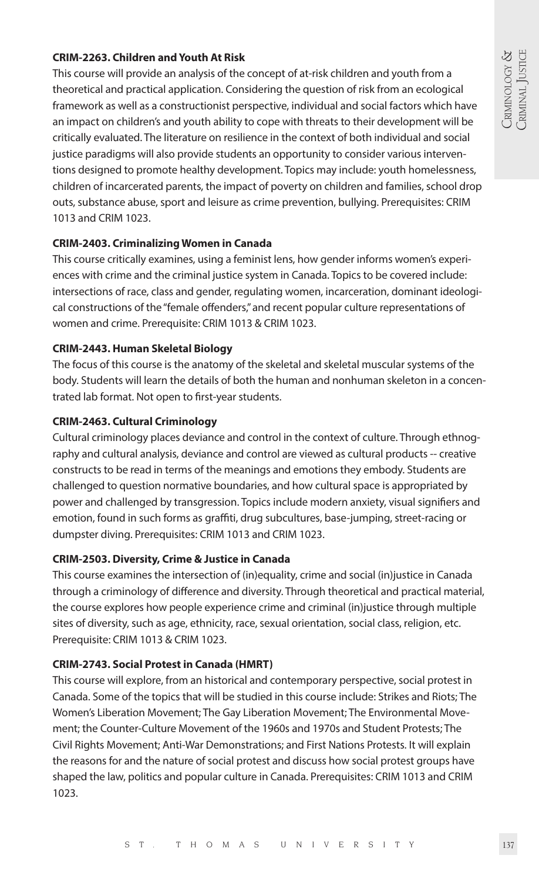**CRIM-2263. Children and Youth At Risk**

This course will provide an analysis of the concept of at-risk children and youth from a theoretical and practical application. Considering the question of risk from an ecological framework as well as a constructionist perspective, individual and social factors which have an impact on children's and youth ability to cope with threats to their development will be critically evaluated. The literature on resilience in the context of both individual and social justice paradigms will also provide students an opportunity to consider various interventions designed to promote healthy development. Topics may include: youth homelessness, children of incarcerated parents, the impact of poverty on children and families, school drop outs, substance abuse, sport and leisure as crime prevention, bullying. Prerequisites: CRIM 1013 and CRIM 1023.

**CRIM-2403. Criminalizing Women in Canada**

This course critically examines, using a feminist lens, how gender informs women's experiences with crime and the criminal justice system in Canada. Topics to be covered include: intersections of race, class and gender, regulating women, incarceration, dominant ideological constructions of the "female offenders," and recent popular culture representations of women and crime. Prerequisite: CRIM 1013 & CRIM 1023.

**CRIM-2443. Human Skeletal Biology**

The focus of this course is the anatomy of the skeletal and skeletal muscular systems of the body. Students will learn the details of both the human and nonhuman skeleton in a concentrated lab format. Not open to first-year students.

**CRIM-2463. Cultural Criminology**

Cultural criminology places deviance and control in the context of culture. Through ethnography and cultural analysis, deviance and control are viewed as cultural products -- creative constructs to be read in terms of the meanings and emotions they embody. Students are challenged to question normative boundaries, and how cultural space is appropriated by power and challenged by transgression. Topics include modern anxiety, visual signifiers and emotion, found in such forms as graffiti, drug subcultures, base-jumping, street-racing or dumpster diving. Prerequisites: CRIM 1013 and CRIM 1023.

**CRIM-2503. Diversity, Crime & Justice in Canada**

This course examines the intersection of (in)equality, crime and social (in)justice in Canada through a criminology of difference and diversity. Through theoretical and practical material, the course explores how people experience crime and criminal (in)justice through multiple sites of diversity, such as age, ethnicity, race, sexual orientation, social class, religion, etc. Prerequisite: CRIM 1013 & CRIM 1023.

**CRIM-2743. Social Protest in Canada (HMRT)**

This course will explore, from an historical and contemporary perspective, social protest in Canada. Some of the topics that will be studied in this course include: Strikes and Riots; The Women's Liberation Movement; The Gay Liberation Movement; The Environmental Movement; the Counter-Culture Movement of the 1960s and 1970s and Student Protests; The Civil Rights Movement; Anti-War Demonstrations; and First Nations Protests. It will explain the reasons for and the nature of social protest and discuss how social protest groups have shaped the law, politics and popular culture in Canada. Prerequisites: CRIM 1013 and CRIM 1023.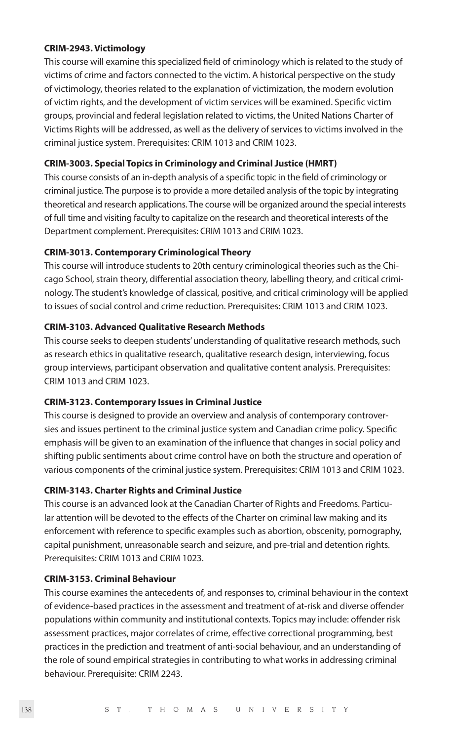**CRIM-2943. Victimology**

This course will examine this specialized field of criminology which is related to the study of victims of crime and factors connected to the victim. A historical perspective on the study of victimology, theories related to the explanation of victimization, the modern evolution of victim rights, and the development of victim services will be examined. Specific victim groups, provincial and federal legislation related to victims, the United Nations Charter of Victims Rights will be addressed, as well as the delivery of services to victims involved in the criminal justice system. Prerequisites: CRIM 1013 and CRIM 1023.

**CRIM-3003. Special Topics in Criminology and Criminal Justice (HMRT)**

This course consists of an in-depth analysis of a specific topic in the field of criminology or criminal justice. The purpose is to provide a more detailed analysis of the topic by integrating theoretical and research applications. The course will be organized around the special interests of full time and visiting faculty to capitalize on the research and theoretical interests of the Department complement. Prerequisites: CRIM 1013 and CRIM 1023.

**CRIM-3013. Contemporary Criminological Theory**

This course will introduce students to 20th century criminological theories such as the Chicago School, strain theory, differential association theory, labelling theory, and critical criminology. The student's knowledge of classical, positive, and critical criminology will be applied to issues of social control and crime reduction. Prerequisites: CRIM 1013 and CRIM 1023.

**CRIM-3103. Advanced Qualitative Research Methods**

This course seeks to deepen students' understanding of qualitative research methods, such as research ethics in qualitative research, qualitative research design, interviewing, focus group interviews, participant observation and qualitative content analysis. Prerequisites: CRIM 1013 and CRIM 1023.

**CRIM-3123. Contemporary Issues in Criminal Justice**

This course is designed to provide an overview and analysis of contemporary controversies and issues pertinent to the criminal justice system and Canadian crime policy. Specific emphasis will be given to an examination of the influence that changes in social policy and shifting public sentiments about crime control have on both the structure and operation of various components of the criminal justice system. Prerequisites: CRIM 1013 and CRIM 1023.

**CRIM-3143. Charter Rights and Criminal Justice**

This course is an advanced look at the Canadian Charter of Rights and Freedoms. Particular attention will be devoted to the effects of the Charter on criminal law making and its enforcement with reference to specific examples such as abortion, obscenity, pornography, capital punishment, unreasonable search and seizure, and pre-trial and detention rights. Prerequisites: CRIM 1013 and CRIM 1023.

**CRIM-3153. Criminal Behaviour**

This course examines the antecedents of, and responses to, criminal behaviour in the context of evidence-based practices in the assessment and treatment of at-risk and diverse offender populations within community and institutional contexts. Topics may include: offender risk assessment practices, major correlates of crime, effective correctional programming, best practices in the prediction and treatment of anti-social behaviour, and an understanding of the role of sound empirical strategies in contributing to what works in addressing criminal behaviour. Prerequisite: CRIM 2243.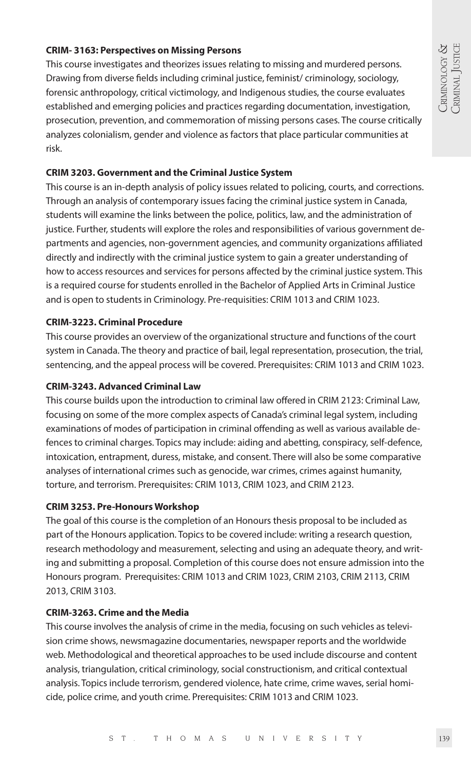**CRIM- 3163: Perspectives on Missing Persons**

This course investigates and theorizes issues relating to missing and murdered persons. Drawing from diverse fields including criminal justice, feminist/ criminology, sociology, forensic anthropology, critical victimology, and Indigenous studies, the course evaluates established and emerging policies and practices regarding documentation, investigation, prosecution, prevention, and commemoration of missing persons cases. The course critically analyzes colonialism, gender and violence as factors that place particular communities at risk.

**CRIM 3203. Government and the Criminal Justice System**

This course is an in-depth analysis of policy issues related to policing, courts, and corrections. Through an analysis of contemporary issues facing the criminal justice system in Canada, students will examine the links between the police, politics, law, and the administration of justice. Further, students will explore the roles and responsibilities of various government departments and agencies, non-government agencies, and community organizations affiliated directly and indirectly with the criminal justice system to gain a greater understanding of how to access resources and services for persons affected by the criminal justice system. This is a required course for students enrolled in the Bachelor of Applied Arts in Criminal Justice and is open to students in Criminology. Pre-requisities: CRIM 1013 and CRIM 1023.

**CRIM-3223. Criminal Procedure**

This course provides an overview of the organizational structure and functions of the court system in Canada. The theory and practice of bail, legal representation, prosecution, the trial, sentencing, and the appeal process will be covered. Prerequisites: CRIM 1013 and CRIM 1023.

**CRIM-3243. Advanced Criminal Law**

This course builds upon the introduction to criminal law offered in CRIM 2123: Criminal Law, focusing on some of the more complex aspects of Canada's criminal legal system, including examinations of modes of participation in criminal offending as well as various available defences to criminal charges. Topics may include: aiding and abetting, conspiracy, self-defence, intoxication, entrapment, duress, mistake, and consent. There will also be some comparative analyses of international crimes such as genocide, war crimes, crimes against humanity, torture, and terrorism. Prerequisites: CRIM 1013, CRIM 1023, and CRIM 2123.

**CRIM 3253. Pre-Honours Workshop**

The goal of this course is the completion of an Honours thesis proposal to be included as part of the Honours application. Topics to be covered include: writing a research question, research methodology and measurement, selecting and using an adequate theory, and writing and submitting a proposal. Completion of this course does not ensure admission into the Honours program. Prerequisites: CRIM 1013 and CRIM 1023, CRIM 2103, CRIM 2113, CRIM 2013, CRIM 3103.

**CRIM-3263. Crime and the Media**

This course involves the analysis of crime in the media, focusing on such vehicles as television crime shows, newsmagazine documentaries, newspaper reports and the worldwide web. Methodological and theoretical approaches to be used include discourse and content analysis, triangulation, critical criminology, social constructionism, and critical contextual analysis. Topics include terrorism, gendered violence, hate crime, crime waves, serial homicide, police crime, and youth crime. Prerequisites: CRIM 1013 and CRIM 1023.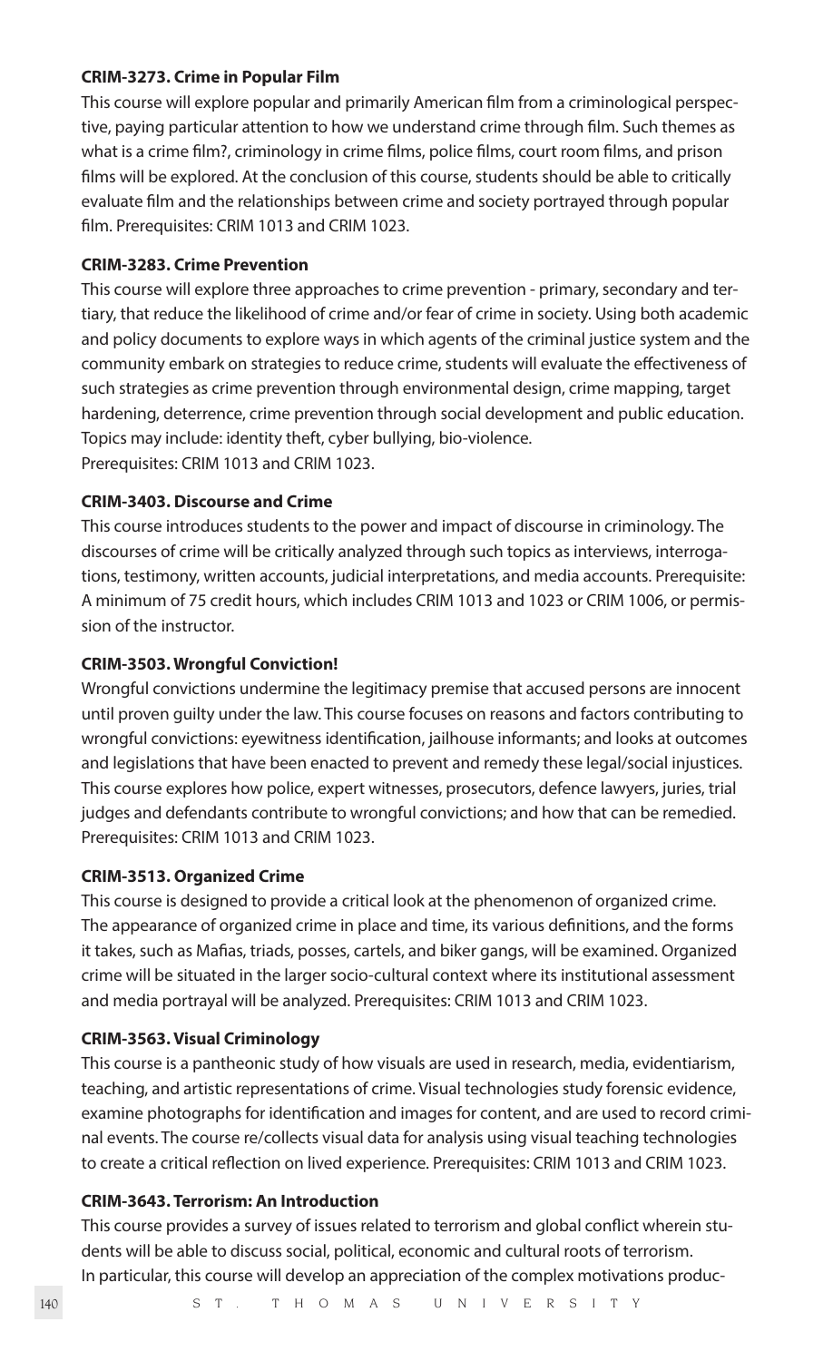**CRIM-3273. Crime in Popular Film**

This course will explore popular and primarily American film from a criminological perspective, paying particular attention to how we understand crime through film. Such themes as what is a crime film?, criminology in crime films, police films, court room films, and prison films will be explored. At the conclusion of this course, students should be able to critically evaluate film and the relationships between crime and society portrayed through popular film. Prerequisites: CRIM 1013 and CRIM 1023.

**CRIM-3283. Crime Prevention**

This course will explore three approaches to crime prevention - primary, secondary and tertiary, that reduce the likelihood of crime and/or fear of crime in society. Using both academic and policy documents to explore ways in which agents of the criminal justice system and the community embark on strategies to reduce crime, students will evaluate the effectiveness of such strategies as crime prevention through environmental design, crime mapping, target hardening, deterrence, crime prevention through social development and public education. Topics may include: identity theft, cyber bullying, bio-violence.
Prerequisites: CRIM 1013 and CRIM 1023.

**CRIM-3403. Discourse and Crime**

This course introduces students to the power and impact of discourse in criminology. The discourses of crime will be critically analyzed through such topics as interviews, interrogations, testimony, written accounts, judicial interpretations, and media accounts. Prerequisite: A minimum of 75 credit hours, which includes CRIM 1013 and 1023 or CRIM 1006, or permission of the instructor.

**CRIM-3503. Wrongful Conviction!**

Wrongful convictions undermine the legitimacy premise that accused persons are innocent until proven guilty under the law. This course focuses on reasons and factors contributing to wrongful convictions: eyewitness identification, jailhouse informants; and looks at outcomes and legislations that have been enacted to prevent and remedy these legal/social injustices. This course explores how police, expert witnesses, prosecutors, defence lawyers, juries, trial judges and defendants contribute to wrongful convictions; and how that can be remedied. Prerequisites: CRIM 1013 and CRIM 1023.

**CRIM-3513. Organized Crime**

This course is designed to provide a critical look at the phenomenon of organized crime. The appearance of organized crime in place and time, its various definitions, and the forms it takes, such as Mafias, triads, posses, cartels, and biker gangs, will be examined. Organized crime will be situated in the larger socio-cultural context where its institutional assessment and media portrayal will be analyzed. Prerequisites: CRIM 1013 and CRIM 1023.

**CRIM-3563. Visual Criminology**

This course is a pantheonic study of how visuals are used in research, media, evidentiarism, teaching, and artistic representations of crime. Visual technologies study forensic evidence, examine photographs for identification and images for content, and are used to record criminal events. The course re/collects visual data for analysis using visual teaching technologies to create a critical reflection on lived experience. Prerequisites: CRIM 1013 and CRIM 1023.

**CRIM-3643. Terrorism: An Introduction**

This course provides a survey of issues related to terrorism and global conflict wherein students will be able to discuss social, political, economic and cultural roots of terrorism. In particular, this course will develop an appreciation of the complex motivations produc-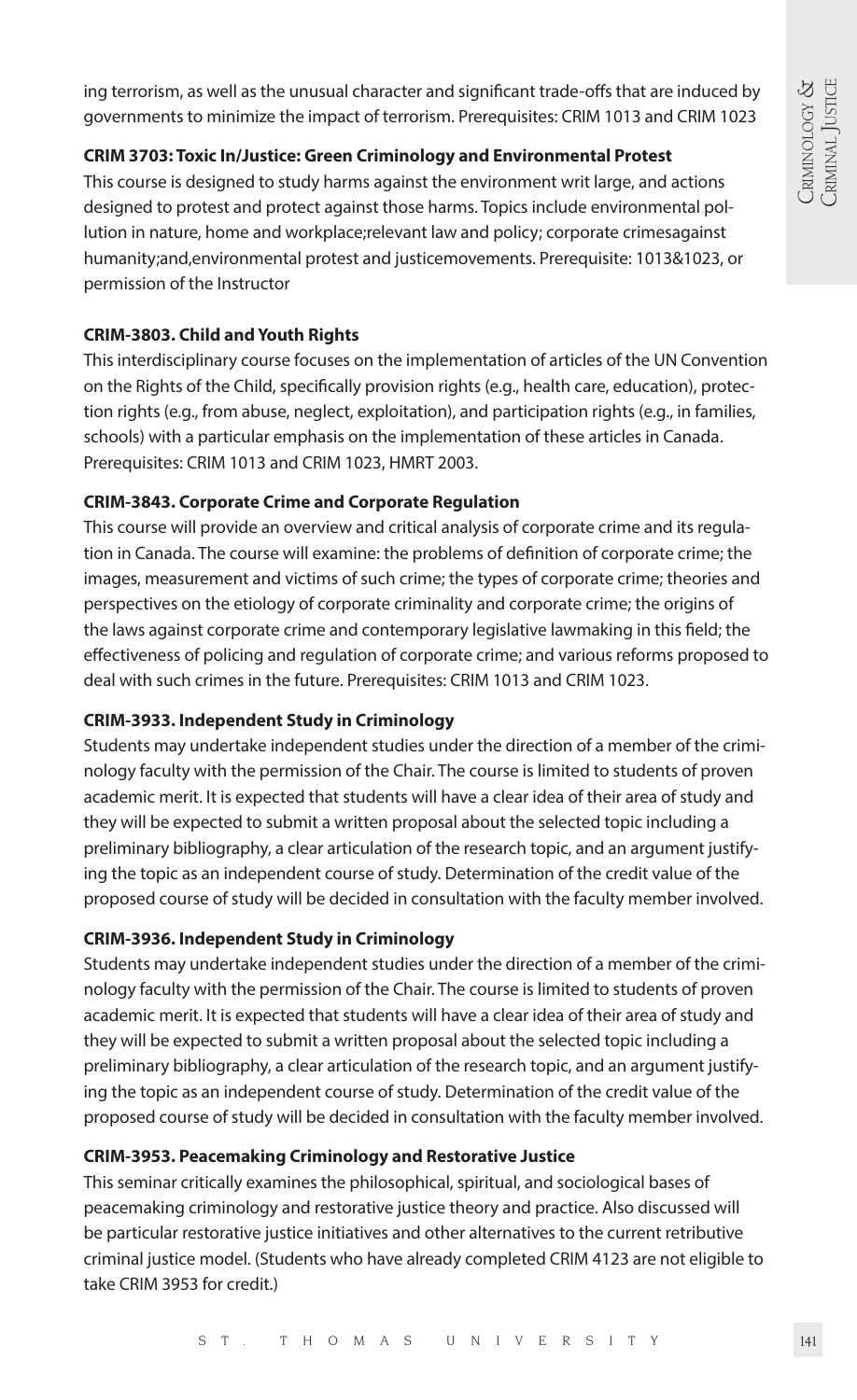ing terrorism, as well as the unusual character and significant trade-offs that are induced by governments to minimize the impact of terrorism. Prerequisites: CRIM 1013 and CRIM 1023

**CRIM 3703: Toxic In/Justice: Green Criminology and Environmental Protest**

This course is designed to study harms against the environment writ large, and actions designed to protest and protect against those harms. Topics include environmental pollution in nature, home and workplace;relevant law and policy; corporate crimesagainst humanity;and,environmental protest and justicemovements. Prerequisite: 1013&1023, or permission of the Instructor

**CRIM-3803. Child and Youth Rights**

This interdisciplinary course focuses on the implementation of articles of the UN Convention on the Rights of the Child, specifically provision rights (e.g., health care, education), protection rights (e.g., from abuse, neglect, exploitation), and participation rights (e.g., in families, schools) with a particular emphasis on the implementation of these articles in Canada. Prerequisites: CRIM 1013 and CRIM 1023, HMRT 2003.

**CRIM-3843. Corporate Crime and Corporate Regulation**

This course will provide an overview and critical analysis of corporate crime and its regulation in Canada. The course will examine: the problems of definition of corporate crime; the images, measurement and victims of such crime; the types of corporate crime; theories and perspectives on the etiology of corporate criminality and corporate crime; the origins of the laws against corporate crime and contemporary legislative lawmaking in this field; the effectiveness of policing and regulation of corporate crime; and various reforms proposed to deal with such crimes in the future. Prerequisites: CRIM 1013 and CRIM 1023.

**CRIM-3933. Independent Study in Criminology**

Students may undertake independent studies under the direction of a member of the criminology faculty with the permission of the Chair. The course is limited to students of proven academic merit. It is expected that students will have a clear idea of their area of study and they will be expected to submit a written proposal about the selected topic including a preliminary bibliography, a clear articulation of the research topic, and an argument justifying the topic as an independent course of study. Determination of the credit value of the proposed course of study will be decided in consultation with the faculty member involved.

**CRIM-3936. Independent Study in Criminology**

Students may undertake independent studies under the direction of a member of the criminology faculty with the permission of the Chair. The course is limited to students of proven academic merit. It is expected that students will have a clear idea of their area of study and they will be expected to submit a written proposal about the selected topic including a preliminary bibliography, a clear articulation of the research topic, and an argument justifying the topic as an independent course of study. Determination of the credit value of the proposed course of study will be decided in consultation with the faculty member involved.

**CRIM-3953. Peacemaking Criminology and Restorative Justice**

This seminar critically examines the philosophical, spiritual, and sociological bases of peacemaking criminology and restorative justice theory and practice. Also discussed will be particular restorative justice initiatives and other alternatives to the current retributive criminal justice model. (Students who have already completed CRIM 4123 are not eligible to take CRIM 3953 for credit.)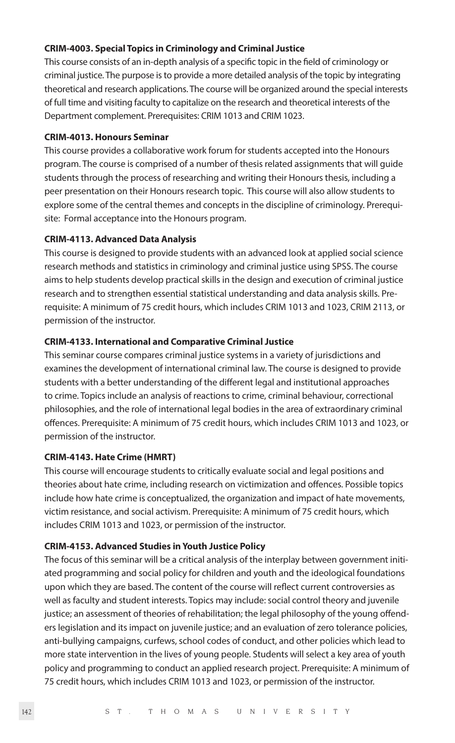**CRIM-4003. Special Topics in Criminology and Criminal Justice**

This course consists of an in-depth analysis of a specific topic in the field of criminology or criminal justice. The purpose is to provide a more detailed analysis of the topic by integrating theoretical and research applications. The course will be organized around the special interests of full time and visiting faculty to capitalize on the research and theoretical interests of the Department complement. Prerequisites: CRIM 1013 and CRIM 1023.

**CRIM-4013. Honours Seminar**

This course provides a collaborative work forum for students accepted into the Honours program. The course is comprised of a number of thesis related assignments that will guide students through the process of researching and writing their Honours thesis, including a peer presentation on their Honours research topic. This course will also allow students to explore some of the central themes and concepts in the discipline of criminology. Prerequisite: Formal acceptance into the Honours program.

**CRIM-4113. Advanced Data Analysis**

This course is designed to provide students with an advanced look at applied social science research methods and statistics in criminology and criminal justice using SPSS. The course aims to help students develop practical skills in the design and execution of criminal justice research and to strengthen essential statistical understanding and data analysis skills. Prerequisite: A minimum of 75 credit hours, which includes CRIM 1013 and 1023, CRIM 2113, or permission of the instructor.

**CRIM-4133. International and Comparative Criminal Justice**

This seminar course compares criminal justice systems in a variety of jurisdictions and examines the development of international criminal law. The course is designed to provide students with a better understanding of the different legal and institutional approaches to crime. Topics include an analysis of reactions to crime, criminal behaviour, correctional philosophies, and the role of international legal bodies in the area of extraordinary criminal offences. Prerequisite: A minimum of 75 credit hours, which includes CRIM 1013 and 1023, or permission of the instructor.

**CRIM-4143. Hate Crime (HMRT)**

This course will encourage students to critically evaluate social and legal positions and theories about hate crime, including research on victimization and offences. Possible topics include how hate crime is conceptualized, the organization and impact of hate movements, victim resistance, and social activism. Prerequisite: A minimum of 75 credit hours, which includes CRIM 1013 and 1023, or permission of the instructor.

**CRIM-4153. Advanced Studies in Youth Justice Policy**

The focus of this seminar will be a critical analysis of the interplay between government initiated programming and social policy for children and youth and the ideological foundations upon which they are based. The content of the course will reflect current controversies as well as faculty and student interests. Topics may include: social control theory and juvenile justice; an assessment of theories of rehabilitation; the legal philosophy of the young offenders legislation and its impact on juvenile justice; and an evaluation of zero tolerance policies, anti-bullying campaigns, curfews, school codes of conduct, and other policies which lead to more state intervention in the lives of young people. Students will select a key area of youth policy and programming to conduct an applied research project. Prerequisite: A minimum of 75 credit hours, which includes CRIM 1013 and 1023, or permission of the instructor.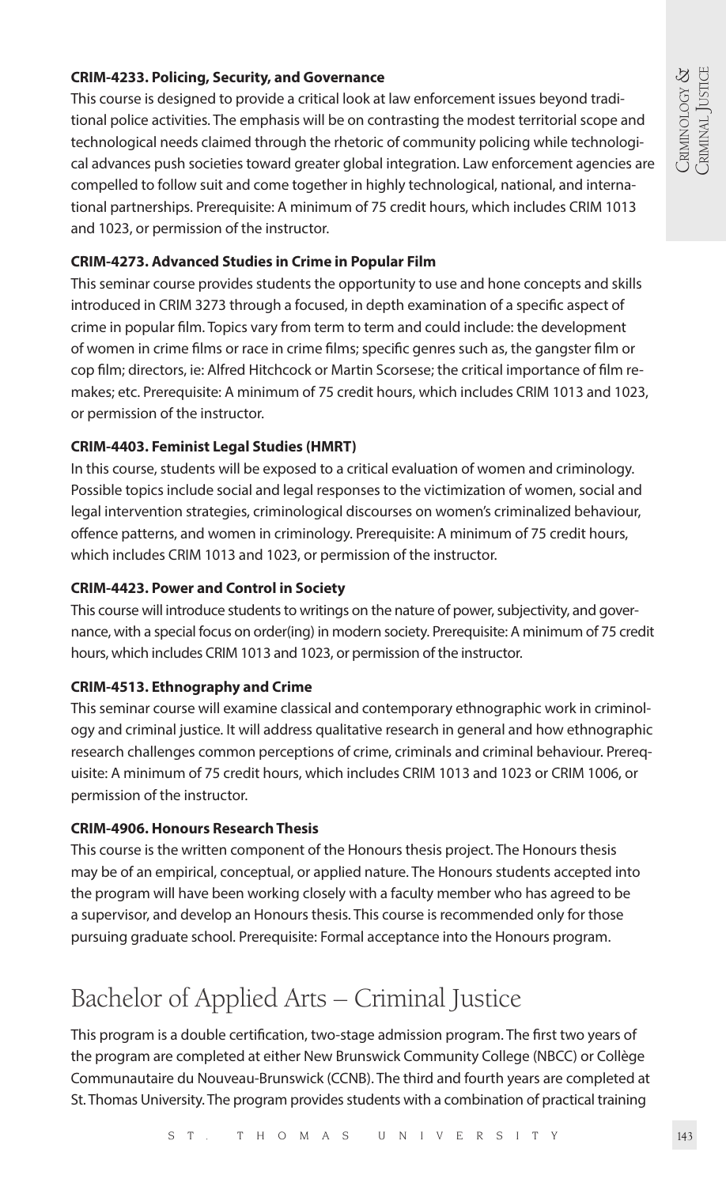**CRIM-4233. Policing, Security, and Governance**

This course is designed to provide a critical look at law enforcement issues beyond traditional police activities. The emphasis will be on contrasting the modest territorial scope and technological needs claimed through the rhetoric of community policing while technological advances push societies toward greater global integration. Law enforcement agencies are compelled to follow suit and come together in highly technological, national, and international partnerships. Prerequisite: A minimum of 75 credit hours, which includes CRIM 1013 and 1023, or permission of the instructor.

**CRIM-4273. Advanced Studies in Crime in Popular Film**

This seminar course provides students the opportunity to use and hone concepts and skills introduced in CRIM 3273 through a focused, in depth examination of a specific aspect of crime in popular film. Topics vary from term to term and could include: the development of women in crime films or race in crime films; specific genres such as, the gangster film or cop film; directors, ie: Alfred Hitchcock or Martin Scorsese; the critical importance of film remakes; etc. Prerequisite: A minimum of 75 credit hours, which includes CRIM 1013 and 1023, or permission of the instructor.

**CRIM-4403. Feminist Legal Studies (HMRT)**

In this course, students will be exposed to a critical evaluation of women and criminology. Possible topics include social and legal responses to the victimization of women, social and legal intervention strategies, criminological discourses on women's criminalized behaviour, offence patterns, and women in criminology. Prerequisite: A minimum of 75 credit hours, which includes CRIM 1013 and 1023, or permission of the instructor.

**CRIM-4423. Power and Control in Society**

This course will introduce students to writings on the nature of power, subjectivity, and governance, with a special focus on order(ing) in modern society. Prerequisite: A minimum of 75 credit hours, which includes CRIM 1013 and 1023, or permission of the instructor.

**CRIM-4513. Ethnography and Crime**

This seminar course will examine classical and contemporary ethnographic work in criminology and criminal justice. It will address qualitative research in general and how ethnographic research challenges common perceptions of crime, criminals and criminal behaviour. Prerequisite: A minimum of 75 credit hours, which includes CRIM 1013 and 1023 or CRIM 1006, or permission of the instructor.

**CRIM-4906. Honours Research Thesis**

This course is the written component of the Honours thesis project. The Honours thesis may be of an empirical, conceptual, or applied nature. The Honours students accepted into the program will have been working closely with a faculty member who has agreed to be a supervisor, and develop an Honours thesis. This course is recommended only for those pursuing graduate school. Prerequisite: Formal acceptance into the Honours program.

# Bachelor of Applied Arts – Criminal Justice

This program is a double certification, two-stage admission program. The first two years of the program are completed at either New Brunswick Community College (NBCC) or Collège Communautaire du Nouveau-Brunswick (CCNB). The third and fourth years are completed at St. Thomas University. The program provides students with a combination of practical training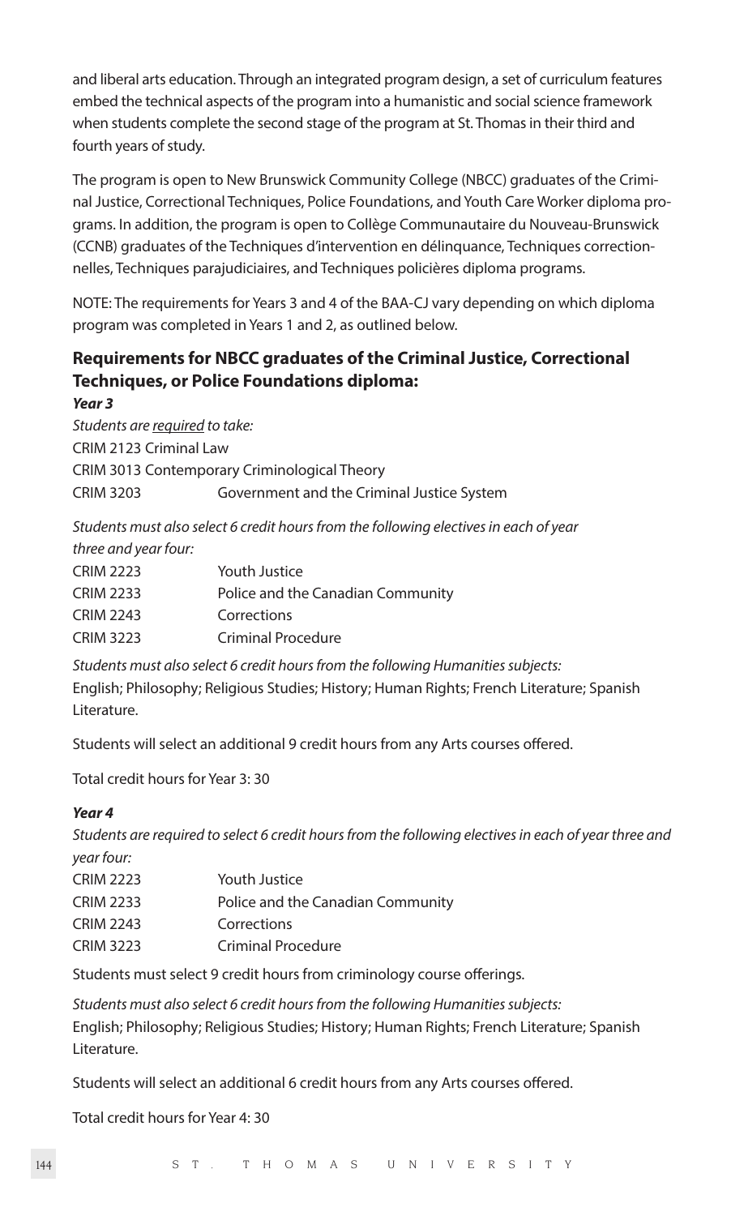and liberal arts education. Through an integrated program design, a set of curriculum features embed the technical aspects of the program into a humanistic and social science framework when students complete the second stage of the program at St. Thomas in their third and fourth years of study.

The program is open to New Brunswick Community College (NBCC) graduates of the Criminal Justice, Correctional Techniques, Police Foundations, and Youth Care Worker diploma programs. In addition, the program is open to Collège Communautaire du Nouveau-Brunswick (CCNB) graduates of the Techniques d'intervention en délinquance, Techniques correctionnelles, Techniques parajudiciaires, and Techniques policières diploma programs.

NOTE: The requirements for Years 3 and 4 of the BAA-CJ vary depending on which diploma program was completed in Years 1 and 2, as outlined below.

### Requirements for NBCC graduates of the Criminal Justice, Correctional Techniques, or Police Foundations diploma:

***Year 3***

*Students are required to take:*

CRIM 2123 Criminal Law
CRIM 3013 Contemporary Criminological Theory
CRIM 3203 Government and the Criminal Justice System

*Students must also select 6 credit hours from the following electives in each of year three and year four:*

CRIM 2223 Youth Justice
CRIM 2233 Police and the Canadian Community
CRIM 2243 Corrections
CRIM 3223 Criminal Procedure

*Students must also select 6 credit hours from the following Humanities subjects:*
English; Philosophy; Religious Studies; History; Human Rights; French Literature; Spanish Literature.

Students will select an additional 9 credit hours from any Arts courses offered.

Total credit hours for Year 3: 30

***Year 4***

*Students are required to select 6 credit hours from the following electives in each of year three and year four:*

CRIM 2223 Youth Justice
CRIM 2233 Police and the Canadian Community
CRIM 2243 Corrections
CRIM 3223 Criminal Procedure

Students must select 9 credit hours from criminology course offerings.

*Students must also select 6 credit hours from the following Humanities subjects:*
English; Philosophy; Religious Studies; History; Human Rights; French Literature; Spanish Literature.

Students will select an additional 6 credit hours from any Arts courses offered.

Total credit hours for Year 4: 30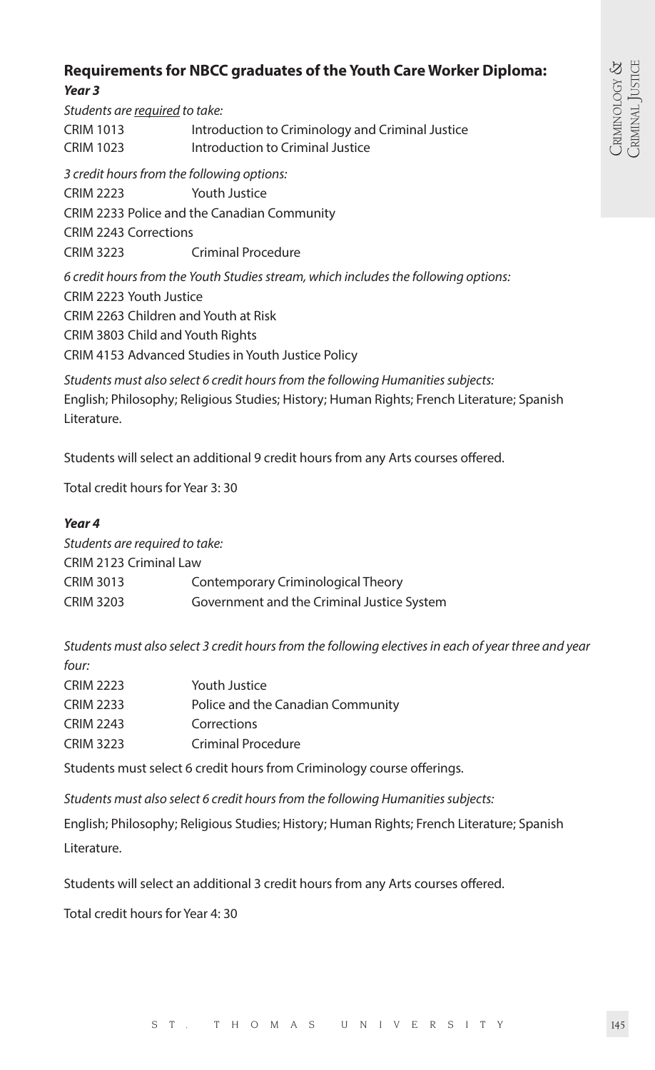## Requirements for NBCC graduates of the Youth Care Worker Diploma:

### *Year 3*

*Students are required to take:*

CRIM 1013 Introduction to Criminology and Criminal Justice
CRIM 1023 Introduction to Criminal Justice

*3 credit hours from the following options:*

CRIM 2223 Youth Justice
CRIM 2233 Police and the Canadian Community
CRIM 2243 Corrections
CRIM 3223 Criminal Procedure

*6 credit hours from the Youth Studies stream, which includes the following options:*

CRIM 2223 Youth Justice
CRIM 2263 Children and Youth at Risk
CRIM 3803 Child and Youth Rights
CRIM 4153 Advanced Studies in Youth Justice Policy

*Students must also select 6 credit hours from the following Humanities subjects:*
English; Philosophy; Religious Studies; History; Human Rights; French Literature; Spanish Literature.

Students will select an additional 9 credit hours from any Arts courses offered.

Total credit hours for Year 3: 30

### *Year 4*

*Students are required to take:*

CRIM 2123 Criminal Law
CRIM 3013 Contemporary Criminological Theory
CRIM 3203 Government and the Criminal Justice System

*Students must also select 3 credit hours from the following electives in each of year three and year four:*

CRIM 2223 Youth Justice
CRIM 2233 Police and the Canadian Community
CRIM 2243 Corrections
CRIM 3223 Criminal Procedure

Students must select 6 credit hours from Criminology course offerings.

*Students must also select 6 credit hours from the following Humanities subjects:*

English; Philosophy; Religious Studies; History; Human Rights; French Literature; Spanish Literature.

Students will select an additional 3 credit hours from any Arts courses offered.

Total credit hours for Year 4: 30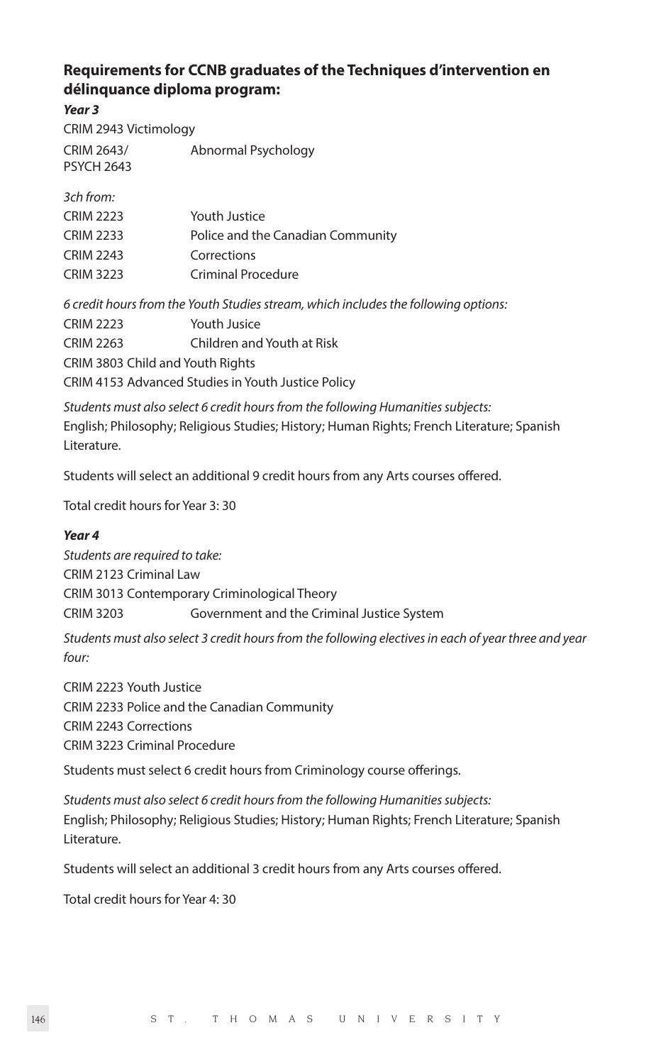### Requirements for CCNB graduates of the Techniques d'intervention en délinquance diploma program:

***Year 3***

CRIM 2943 Victimology

CRIM 2643/ PSYCH 2643 Abnormal Psychology

*3ch from:*

CRIM 2223 Youth Justice
CRIM 2233 Police and the Canadian Community
CRIM 2243 Corrections
CRIM 3223 Criminal Procedure

*6 credit hours from the Youth Studies stream, which includes the following options:*

CRIM 2223 Youth Jusice
CRIM 2263 Children and Youth at Risk
CRIM 3803 Child and Youth Rights
CRIM 4153 Advanced Studies in Youth Justice Policy

*Students must also select 6 credit hours from the following Humanities subjects:*
English; Philosophy; Religious Studies; History; Human Rights; French Literature; Spanish Literature.

Students will select an additional 9 credit hours from any Arts courses offered.

Total credit hours for Year 3: 30

***Year 4***

*Students are required to take:*
CRIM 2123 Criminal Law
CRIM 3013 Contemporary Criminological Theory
CRIM 3203 Government and the Criminal Justice System

*Students must also select 3 credit hours from the following electives in each of year three and year four:*

CRIM 2223 Youth Justice
CRIM 2233 Police and the Canadian Community
CRIM 2243 Corrections
CRIM 3223 Criminal Procedure

Students must select 6 credit hours from Criminology course offerings.

*Students must also select 6 credit hours from the following Humanities subjects:*
English; Philosophy; Religious Studies; History; Human Rights; French Literature; Spanish Literature.

Students will select an additional 3 credit hours from any Arts courses offered.

Total credit hours for Year 4: 30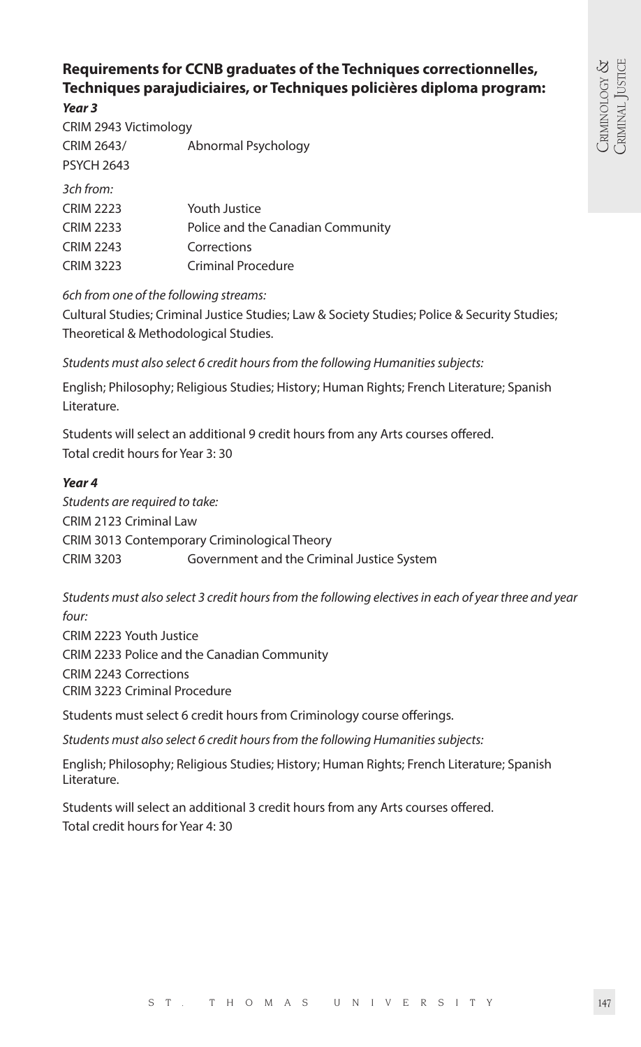## Requirements for CCNB graduates of the Techniques correctionnelles, Techniques parajudiciaires, or Techniques policières diploma program:

***Year 3***

CRIM 2943 Victimology

| | |
|---|---|
| CRIM 2643/ PSYCH 2643 | Abnormal Psychology |

*3ch from:*

| | |
|---|---|
| CRIM 2223 | Youth Justice |
| CRIM 2233 | Police and the Canadian Community |
| CRIM 2243 | Corrections |
| CRIM 3223 | Criminal Procedure |

*6ch from one of the following streams:*

Cultural Studies; Criminal Justice Studies; Law & Society Studies; Police & Security Studies; Theoretical & Methodological Studies.

*Students must also select 6 credit hours from the following Humanities subjects:*

English; Philosophy; Religious Studies; History; Human Rights; French Literature; Spanish Literature.

Students will select an additional 9 credit hours from any Arts courses offered.
Total credit hours for Year 3: 30

***Year 4***

*Students are required to take:*

CRIM 2123 Criminal Law
CRIM 3013 Contemporary Criminological Theory

| | |
|---|---|
| CRIM 3203 | Government and the Criminal Justice System |

*Students must also select 3 credit hours from the following electives in each of year three and year four:*

CRIM 2223 Youth Justice
CRIM 2233 Police and the Canadian Community
CRIM 2243 Corrections
CRIM 3223 Criminal Procedure

Students must select 6 credit hours from Criminology course offerings.

*Students must also select 6 credit hours from the following Humanities subjects:*

English; Philosophy; Religious Studies; History; Human Rights; French Literature; Spanish Literature.

Students will select an additional 3 credit hours from any Arts courses offered.
Total credit hours for Year 4: 30